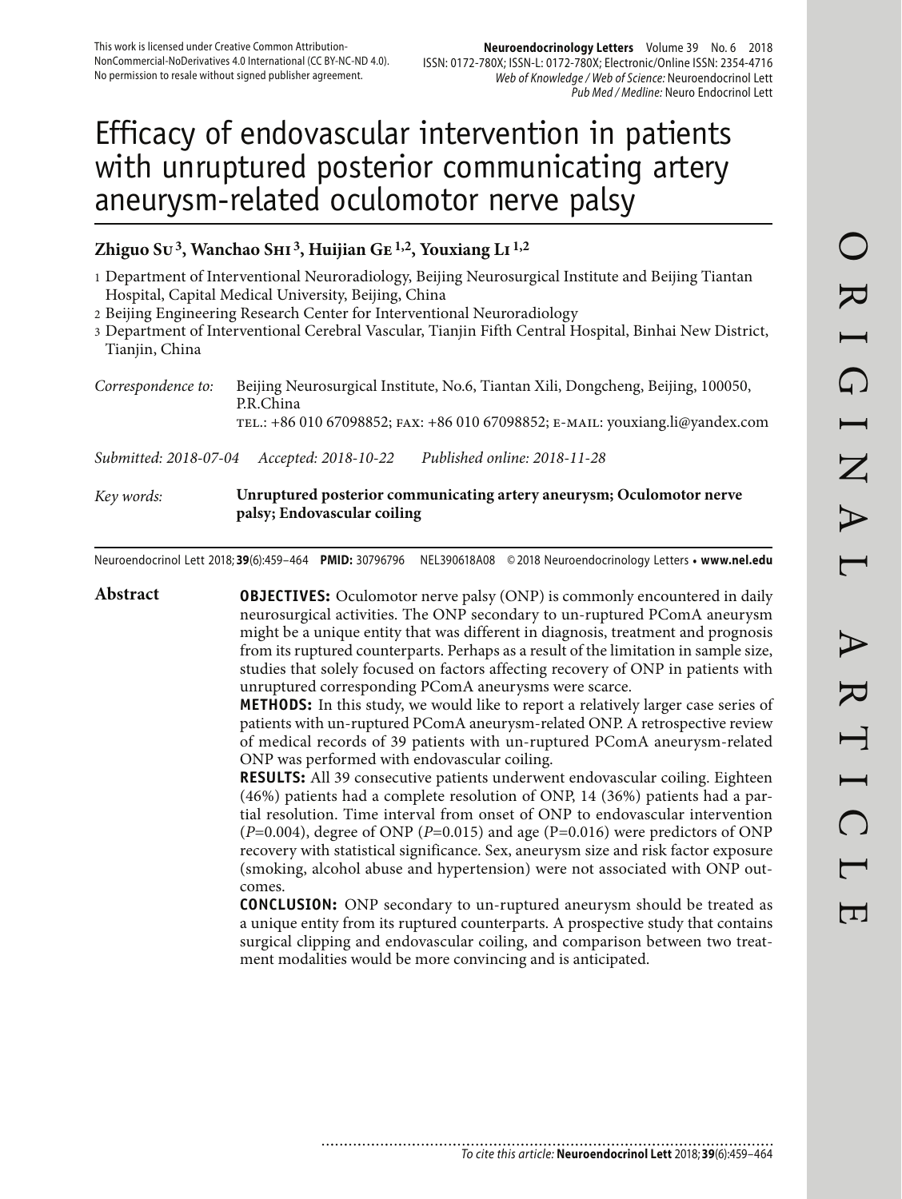This work is licensed under Creative Common Attribution-NonCommercial-NoDerivatives 4.0 International (CC BY-NC-ND 4.0). No permission to resale without signed publisher agreement.

# Efficacy of endovascular intervention in patients with unruptured posterior communicating artery aneurysm-related oculomotor nerve palsy

**Zhiguo Su [3], Wanchao Shi [3], Huijian Ge [1,2], Youxiang Li [1,2]**

1 Department of Interventional Neuroradiology, Beijing Neurosurgical Institute and Beijing Tiantan Hospital, Capital Medical University, Beijing, China
2 Beijing Engineering Research Center for Interventional Neuroradiology
3 Department of Interventional Cerebral Vascular, Tianjin Fifth Central Hospital, Binhai New District, Tianjin, China

*Correspondence to:* Beijing Neurosurgical Institute, No.6, Tiantan Xili, Dongcheng, Beijing, 100050, P.R.China
TEL.: +86 010 67098852; FAX: +86 010 67098852; E-MAIL: youxiang.li@yandex.com

*Submitted: 2018-07-04 Accepted: 2018-10-22 Published online: 2018-11-28*

*Key words:* **Unruptured posterior communicating artery aneurysm; Oculomotor nerve palsy; Endovascular coiling**

Neuroendocrinol Lett 2018; **39**(6):459–464 **PMID:** 30796796 NEL390618A08 © 2018 Neuroendocrinology Letters • **www.nel.edu**

## Abstract

**OBJECTIVES:** Oculomotor nerve palsy (ONP) is commonly encountered in daily neurosurgical activities. The ONP secondary to un-ruptured PComA aneurysm might be a unique entity that was different in diagnosis, treatment and prognosis from its ruptured counterparts. Perhaps as a result of the limitation in sample size, studies that solely focused on factors affecting recovery of ONP in patients with unruptured corresponding PComA aneurysms were scarce.

**METHODS:** In this study, we would like to report a relatively larger case series of patients with un-ruptured PComA aneurysm-related ONP. A retrospective review of medical records of 39 patients with un-ruptured PComA aneurysm-related ONP was performed with endovascular coiling.

**RESULTS:** All 39 consecutive patients underwent endovascular coiling. Eighteen (46%) patients had a complete resolution of ONP, 14 (36%) patients had a partial resolution. Time interval from onset of ONP to endovascular intervention ($P$=0.004), degree of ONP ($P$=0.015) and age (P=0.016) were predictors of ONP recovery with statistical significance. Sex, aneurysm size and risk factor exposure (smoking, alcohol abuse and hypertension) were not associated with ONP outcomes.

**CONCLUSION:** ONP secondary to un-ruptured aneurysm should be treated as a unique entity from its ruptured counterparts. A prospective study that contains surgical clipping and endovascular coiling, and comparison between two treatment modalities would be more convincing and is anticipated.

*To cite this article:* **Neuroendocrinol Lett** 2018; **39**(6):459–464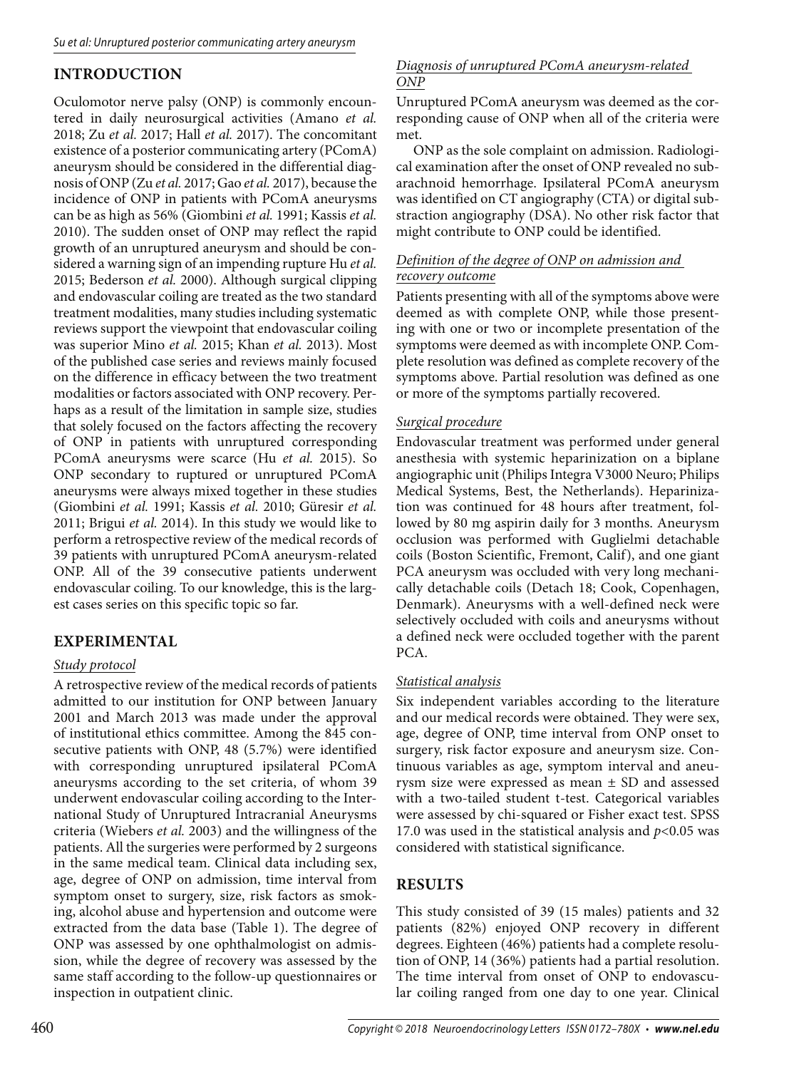## INTRODUCTION

Oculomotor nerve palsy (ONP) is commonly encountered in daily neurosurgical activities (Amano *et al.* 2018; Zu *et al.* 2017; Hall *et al.* 2017). The concomitant existence of a posterior communicating artery (PComA) aneurysm should be considered in the differential diagnosis of ONP (Zu *et al.* 2017; Gao *et al.* 2017), because the incidence of ONP in patients with PComA aneurysms can be as high as 56% (Giombini *et al.* 1991; Kassis *et al.* 2010). The sudden onset of ONP may reflect the rapid growth of an unruptured aneurysm and should be considered a warning sign of an impending rupture Hu *et al.* 2015; Bederson *et al.* 2000). Although surgical clipping and endovascular coiling are treated as the two standard treatment modalities, many studies including systematic reviews support the viewpoint that endovascular coiling was superior Mino *et al.* 2015; Khan *et al.* 2013). Most of the published case series and reviews mainly focused on the difference in efficacy between the two treatment modalities or factors associated with ONP recovery. Perhaps as a result of the limitation in sample size, studies that solely focused on the factors affecting the recovery of ONP in patients with unruptured corresponding PComA aneurysms were scarce (Hu *et al.* 2015). So ONP secondary to ruptured or unruptured PComA aneurysms were always mixed together in these studies (Giombini *et al.* 1991; Kassis *et al.* 2010; Güresir *et al.* 2011; Brigui *et al.* 2014). In this study we would like to perform a retrospective review of the medical records of 39 patients with unruptured PComA aneurysm-related ONP. All of the 39 consecutive patients underwent endovascular coiling. To our knowledge, this is the largest cases series on this specific topic so far.

## EXPERIMENTAL

### *Study protocol*

A retrospective review of the medical records of patients admitted to our institution for ONP between January 2001 and March 2013 was made under the approval of institutional ethics committee. Among the 845 consecutive patients with ONP, 48 (5.7%) were identified with corresponding unruptured ipsilateral PComA aneurysms according to the set criteria, of whom 39 underwent endovascular coiling according to the International Study of Unruptured Intracranial Aneurysms criteria (Wiebers *et al.* 2003) and the willingness of the patients. All the surgeries were performed by 2 surgeons in the same medical team. Clinical data including sex, age, degree of ONP on admission, time interval from symptom onset to surgery, size, risk factors as smoking, alcohol abuse and hypertension and outcome were extracted from the data base (Table 1). The degree of ONP was assessed by one ophthalmologist on admission, while the degree of recovery was assessed by the same staff according to the follow-up questionnaires or inspection in outpatient clinic.

### *Diagnosis of unruptured PComA aneurysm-related ONP*

Unruptured PComA aneurysm was deemed as the corresponding cause of ONP when all of the criteria were met.

ONP as the sole complaint on admission. Radiological examination after the onset of ONP revealed no subarachnoid hemorrhage. Ipsilateral PComA aneurysm was identified on CT angiography (CTA) or digital subtraction angiography (DSA). No other risk factor that might contribute to ONP could be identified.

### *Definition of the degree of ONP on admission and recovery outcome*

Patients presenting with all of the symptoms above were deemed as with complete ONP, while those presenting with one or two or incomplete presentation of the symptoms were deemed as with incomplete ONP. Complete resolution was defined as complete recovery of the symptoms above. Partial resolution was defined as one or more of the symptoms partially recovered.

### *Surgical procedure*

Endovascular treatment was performed under general anesthesia with systemic heparinization on a biplane angiographic unit (Philips Integra V3000 Neuro; Philips Medical Systems, Best, the Netherlands). Heparinization was continued for 48 hours after treatment, followed by 80 mg aspirin daily for 3 months. Aneurysm occlusion was performed with Guglielmi detachable coils (Boston Scientific, Fremont, Calif), and one giant PCA aneurysm was occluded with very long mechanically detachable coils (Detach 18; Cook, Copenhagen, Denmark). Aneurysms with a well-defined neck were selectively occluded with coils and aneurysms without a defined neck were occluded together with the parent PCA.

### *Statistical analysis*

Six independent variables according to the literature and our medical records were obtained. They were sex, age, degree of ONP, time interval from ONP onset to surgery, risk factor exposure and aneurysm size. Continuous variables as age, symptom interval and aneurysm size were expressed as mean ± SD and assessed with a two-tailed student t-test. Categorical variables were assessed by chi-squared or Fisher exact test. SPSS 17.0 was used in the statistical analysis and $p<0.05$ was considered with statistical significance.

## RESULTS

This study consisted of 39 (15 males) patients and 32 patients (82%) enjoyed ONP recovery in different degrees. Eighteen (46%) patients had a complete resolution of ONP, 14 (36%) patients had a partial resolution. The time interval from onset of ONP to endovascular coiling ranged from one day to one year. Clinical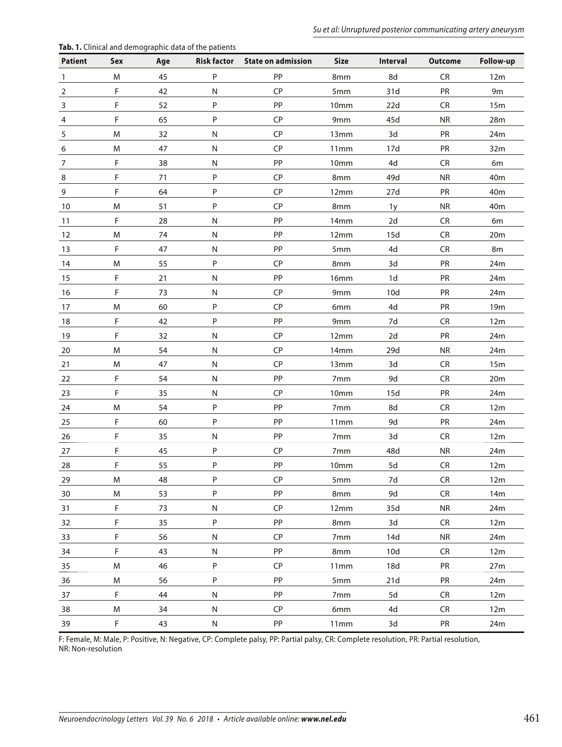**Tab. 1.** Clinical and demographic data of the patients

| Patient | Sex | Age | Risk factor | State on admission | Size | Interval | Outcome | Follow-up |
|---|---|---|---|---|---|---|---|---|
| 1 | M | 45 | P | PP | 8mm | 8d | CR | 12m |
| 2 | F | 42 | N | CP | 5mm | 31d | PR | 9m |
| 3 | F | 52 | P | PP | 10mm | 22d | CR | 15m |
| 4 | F | 65 | P | CP | 9mm | 45d | NR | 28m |
| 5 | M | 32 | N | CP | 13mm | 3d | PR | 24m |
| 6 | M | 47 | N | CP | 11mm | 17d | PR | 32m |
| 7 | F | 38 | N | PP | 10mm | 4d | CR | 6m |
| 8 | F | 71 | P | CP | 8mm | 49d | NR | 40m |
| 9 | F | 64 | P | CP | 12mm | 27d | PR | 40m |
| 10 | M | 51 | P | CP | 8mm | 1y | NR | 40m |
| 11 | F | 28 | N | PP | 14mm | 2d | CR | 6m |
| 12 | M | 74 | N | PP | 12mm | 15d | CR | 20m |
| 13 | F | 47 | N | PP | 5mm | 4d | CR | 8m |
| 14 | M | 55 | P | CP | 8mm | 3d | PR | 24m |
| 15 | F | 21 | N | PP | 16mm | 1d | PR | 24m |
| 16 | F | 73 | N | CP | 9mm | 10d | PR | 24m |
| 17 | M | 60 | P | CP | 6mm | 4d | PR | 19m |
| 18 | F | 42 | P | PP | 9mm | 7d | CR | 12m |
| 19 | F | 32 | N | CP | 12mm | 2d | PR | 24m |
| 20 | M | 54 | N | CP | 14mm | 29d | NR | 24m |
| 21 | M | 47 | N | CP | 13mm | 3d | CR | 15m |
| 22 | F | 54 | N | PP | 7mm | 9d | CR | 20m |
| 23 | F | 35 | N | CP | 10mm | 15d | PR | 24m |
| 24 | M | 54 | P | PP | 7mm | 8d | CR | 12m |
| 25 | F | 60 | P | PP | 11mm | 9d | PR | 24m |
| 26 | F | 35 | N | PP | 7mm | 3d | CR | 12m |
| 27 | F | 45 | P | CP | 7mm | 48d | NR | 24m |
| 28 | F | 55 | P | PP | 10mm | 5d | CR | 12m |
| 29 | M | 48 | P | CP | 5mm | 7d | CR | 12m |
| 30 | M | 53 | P | PP | 8mm | 9d | CR | 14m |
| 31 | F | 73 | N | CP | 12mm | 35d | NR | 24m |
| 32 | F | 35 | P | PP | 8mm | 3d | CR | 12m |
| 33 | F | 56 | N | CP | 7mm | 14d | NR | 24m |
| 34 | F | 43 | N | PP | 8mm | 10d | CR | 12m |
| 35 | M | 46 | P | CP | 11mm | 18d | PR | 27m |
| 36 | M | 56 | P | PP | 5mm | 21d | PR | 24m |
| 37 | F | 44 | N | PP | 7mm | 5d | CR | 12m |
| 38 | M | 34 | N | CP | 6mm | 4d | CR | 12m |
| 39 | F | 43 | N | PP | 11mm | 3d | PR | 24m |

F: Female, M: Male, P: Positive, N: Negative, CP: Complete palsy, PP: Partial palsy, CR: Complete resolution, PR: Partial resolution, NR: Non-resolution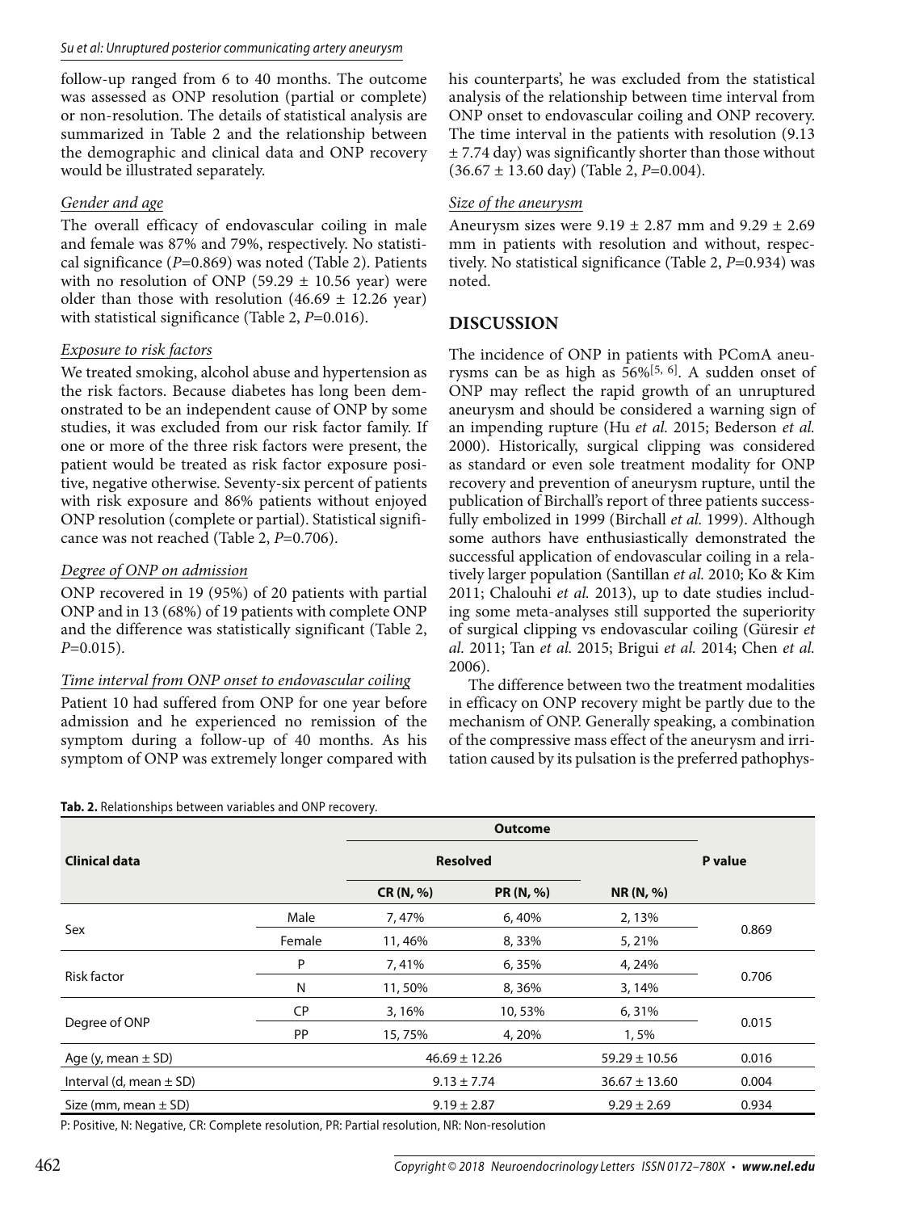follow-up ranged from 6 to 40 months. The outcome was assessed as ONP resolution (partial or complete) or non-resolution. The details of statistical analysis are summarized in Table 2 and the relationship between the demographic and clinical data and ONP recovery would be illustrated separately.

*Gender and age*

The overall efficacy of endovascular coiling in male and female was 87% and 79%, respectively. No statistical significance (*P*=0.869) was noted (Table 2). Patients with no resolution of ONP (59.29 ± 10.56 year) were older than those with resolution (46.69 ± 12.26 year) with statistical significance (Table 2, *P*=0.016).

*Exposure to risk factors*

We treated smoking, alcohol abuse and hypertension as the risk factors. Because diabetes has long been demonstrated to be an independent cause of ONP by some studies, it was excluded from our risk factor family. If one or more of the three risk factors were present, the patient would be treated as risk factor exposure positive, negative otherwise. Seventy-six percent of patients with risk exposure and 86% patients without enjoyed ONP resolution (complete or partial). Statistical significance was not reached (Table 2, *P*=0.706).

*Degree of ONP on admission*

ONP recovered in 19 (95%) of 20 patients with partial ONP and in 13 (68%) of 19 patients with complete ONP and the difference was statistically significant (Table 2, *P*=0.015).

*Time interval from ONP onset to endovascular coiling*

Patient 10 had suffered from ONP for one year before admission and he experienced no remission of the symptom during a follow-up of 40 months. As his symptom of ONP was extremely longer compared with his counterparts', he was excluded from the statistical analysis of the relationship between time interval from ONP onset to endovascular coiling and ONP recovery. The time interval in the patients with resolution (9.13 ± 7.74 day) was significantly shorter than those without (36.67 ± 13.60 day) (Table 2, *P*=0.004).

*Size of the aneurysm*

Aneurysm sizes were 9.19 ± 2.87 mm and 9.29 ± 2.69 mm in patients with resolution and without, respectively. No statistical significance (Table 2, *P*=0.934) was noted.

## DISCUSSION

The incidence of ONP in patients with PComA aneurysms can be as high as 56%[5, 6]. A sudden onset of ONP may reflect the rapid growth of an unruptured aneurysm and should be considered a warning sign of an impending rupture (Hu *et al.* 2015; Bederson *et al.* 2000). Historically, surgical clipping was considered as standard or even sole treatment modality for ONP recovery and prevention of aneurysm rupture, until the publication of Birchall's report of three patients successfully embolized in 1999 (Birchall *et al.* 1999). Although some authors have enthusiastically demonstrated the successful application of endovascular coiling in a relatively larger population (Santillan *et al.* 2010; Ko & Kim 2011; Chalouhi *et al.* 2013), up to date studies including some meta-analyses still supported the superiority of surgical clipping vs endovascular coiling (Güresir *et al.* 2011; Tan *et al.* 2015; Brigui *et al.* 2014; Chen *et al.* 2006).

The difference between two the treatment modalities in efficacy on ONP recovery might be partly due to the mechanism of ONP. Generally speaking, a combination of the compressive mass effect of the aneurysm and irritation caused by its pulsation is the preferred pathophys-

**Tab. 2.** Relationships between variables and ONP recovery.

| Clinical data | | Outcome | | | P value |
|---|---|---|---|---|---|
| | | Resolved | | | |
| | | CR (N, %) | PR (N, %) | NR (N, %) | |
| Sex | Male | 7, 47% | 6, 40% | 2, 13% | 0.869 |
| | Female | 11, 46% | 8, 33% | 5, 21% | |
| Risk factor | P | 7, 41% | 6, 35% | 4, 24% | 0.706 |
| | N | 11, 50% | 8, 36% | 3, 14% | |
| Degree of ONP | CP | 3, 16% | 10, 53% | 6, 31% | 0.015 |
| | PP | 15, 75% | 4, 20% | 1, 5% | |
| Age (y, mean ± SD) | | 46.69 ± 12.26 | | 59.29 ± 10.56 | 0.016 |
| Interval (d, mean ± SD) | | 9.13 ± 7.74 | | 36.67 ± 13.60 | 0.004 |
| Size (mm, mean ± SD) | | 9.19 ± 2.87 | | 9.29 ± 2.69 | 0.934 |

P: Positive, N: Negative, CR: Complete resolution, PR: Partial resolution, NR: Non-resolution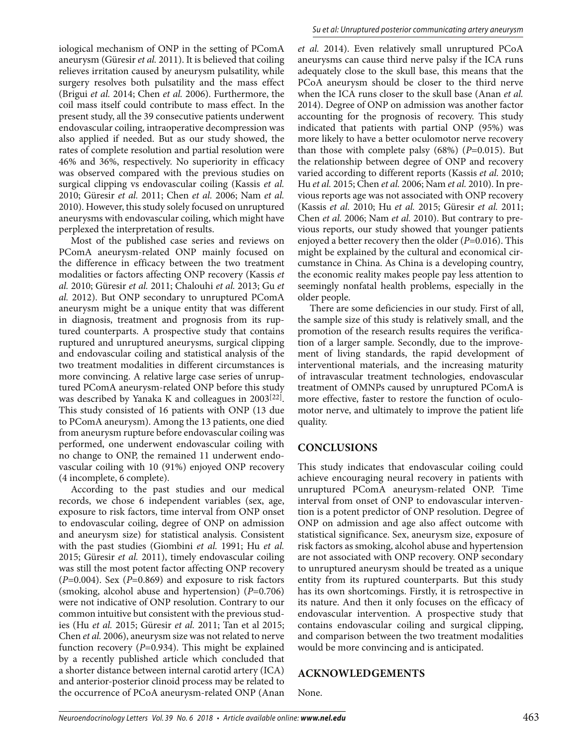iological mechanism of ONP in the setting of PComA aneurysm (Güresir *et al.* 2011). It is believed that coiling relieves irritation caused by aneurysm pulsatility, while surgery resolves both pulsatility and the mass effect (Brigui *et al.* 2014; Chen *et al.* 2006). Furthermore, the coil mass itself could contribute to mass effect. In the present study, all the 39 consecutive patients underwent endovascular coiling, intraoperative decompression was also applied if needed. But as our study showed, the rates of complete resolution and partial resolution were 46% and 36%, respectively. No superiority in efficacy was observed compared with the previous studies on surgical clipping vs endovascular coiling (Kassis *et al.* 2010; Güresir *et al.* 2011; Chen *et al.* 2006; Nam *et al.* 2010). However, this study solely focused on unruptured aneurysms with endovascular coiling, which might have perplexed the interpretation of results.

Most of the published case series and reviews on PComA aneurysm-related ONP mainly focused on the difference in efficacy between the two treatment modalities or factors affecting ONP recovery (Kassis *et al.* 2010; Güresir *et al.* 2011; Chalouhi *et al.* 2013; Gu *et al.* 2012). But ONP secondary to unruptured PComA aneurysm might be a unique entity that was different in diagnosis, treatment and prognosis from its ruptured counterparts. A prospective study that contains ruptured and unruptured aneurysms, surgical clipping and endovascular coiling and statistical analysis of the two treatment modalities in different circumstances is more convincing. A relative large case series of unruptured PComA aneurysm-related ONP before this study was described by Yanaka K and colleagues in 2003[22]. This study consisted of 16 patients with ONP (13 due to PComA aneurysm). Among the 13 patients, one died from aneurysm rupture before endovascular coiling was performed, one underwent endovascular coiling with no change to ONP, the remained 11 underwent endovascular coiling with 10 (91%) enjoyed ONP recovery (4 incomplete, 6 complete).

According to the past studies and our medical records, we chose 6 independent variables (sex, age, exposure to risk factors, time interval from ONP onset to endovascular coiling, degree of ONP on admission and aneurysm size) for statistical analysis. Consistent with the past studies (Giombini *et al.* 1991; Hu *et al.* 2015; Güresir *et al.* 2011), timely endovascular coiling was still the most potent factor affecting ONP recovery ($P$=0.004). Sex ($P$=0.869) and exposure to risk factors (smoking, alcohol abuse and hypertension) ($P$=0.706) were not indicative of ONP resolution. Contrary to our common intuitive but consistent with the previous studies (Hu *et al.* 2015; Güresir *et al.* 2011; Tan et al 2015; Chen *et al.* 2006), aneurysm size was not related to nerve function recovery ($P$=0.934). This might be explained by a recently published article which concluded that a shorter distance between internal carotid artery (ICA) and anterior-posterior clinoid process may be related to the occurrence of PCoA aneurysm-related ONP (Anan *et al.* 2014). Even relatively small unruptured PCoA aneurysms can cause third nerve palsy if the ICA runs adequately close to the skull base, this means that the PCoA aneurysm should be closer to the third nerve when the ICA runs closer to the skull base (Anan *et al.* 2014). Degree of ONP on admission was another factor accounting for the prognosis of recovery. This study indicated that patients with partial ONP (95%) was more likely to have a better oculomotor nerve recovery than those with complete palsy (68%) ($P$=0.015). But the relationship between degree of ONP and recovery varied according to different reports (Kassis *et al.* 2010; Hu *et al.* 2015; Chen *et al.* 2006; Nam *et al.* 2010). In previous reports age was not associated with ONP recovery (Kassis *et al.* 2010; Hu *et al.* 2015; Güresir *et al.* 2011; Chen *et al.* 2006; Nam *et al.* 2010). But contrary to previous reports, our study showed that younger patients enjoyed a better recovery then the older ($P$=0.016). This might be explained by the cultural and economical circumstance in China. As China is a developing country, the economic reality makes people pay less attention to seemingly nonfatal health problems, especially in the older people.

There are some deficiencies in our study. First of all, the sample size of this study is relatively small, and the promotion of the research results requires the verification of a larger sample. Secondly, due to the improvement of living standards, the rapid development of interventional materials, and the increasing maturity of intravascular treatment technologies, endovascular treatment of OMNPs caused by unruptured PComA is more effective, faster to restore the function of oculomotor nerve, and ultimately to improve the patient life quality.

## CONCLUSIONS

This study indicates that endovascular coiling could achieve encouraging neural recovery in patients with unruptured PComA aneurysm-related ONP. Time interval from onset of ONP to endovascular intervention is a potent predictor of ONP resolution. Degree of ONP on admission and age also affect outcome with statistical significance. Sex, aneurysm size, exposure of risk factors as smoking, alcohol abuse and hypertension are not associated with ONP recovery. ONP secondary to unruptured aneurysm should be treated as a unique entity from its ruptured counterparts. But this study has its own shortcomings. Firstly, it is retrospective in its nature. And then it only focuses on the efficacy of endovascular intervention. A prospective study that contains endovascular coiling and surgical clipping, and comparison between the two treatment modalities would be more convincing and is anticipated.

## ACKNOWLEDGEMENTS

None.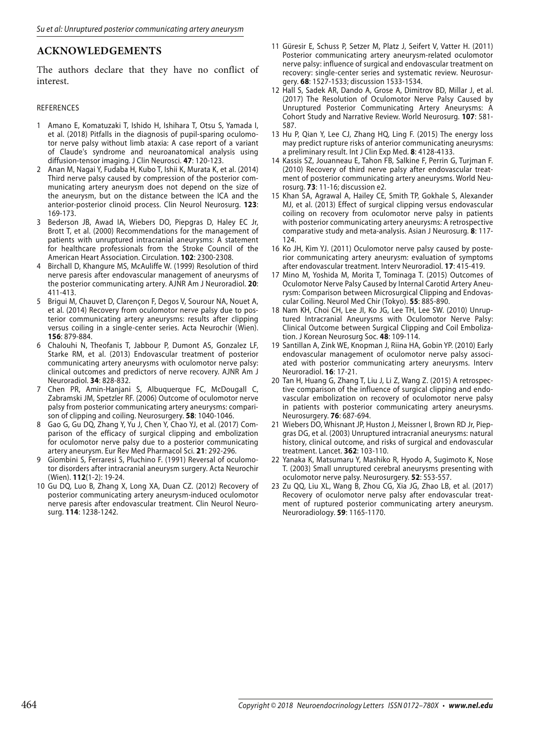## ACKNOWLEDGEMENTS

The authors declare that they have no conflict of interest.

REFERENCES

1 Amano E, Komatuzaki T, Ishido H, Ishihara T, Otsu S, Yamada I, et al. (2018) Pitfalls in the diagnosis of pupil-sparing oculomotor nerve palsy without limb ataxia: A case report of a variant of Claude's syndrome and neuroanatomical analysis using diffusion-tensor imaging. J Clin Neurosci. **47**: 120-123.
2 Anan M, Nagai Y, Fudaba H, Kubo T, Ishii K, Murata K, et al. (2014) Third nerve palsy caused by compression of the posterior communicating artery aneurysm does not depend on the size of the aneurysm, but on the distance between the ICA and the anterior-posterior clinoid process. Clin Neurol Neurosurg. **123**: 169-173.
3 Bederson JB, Awad IA, Wiebers DO, Piepgras D, Haley EC Jr, Brott T, et al. (2000) Recommendations for the management of patients with unruptured intracranial aneurysms: A statement for healthcare professionals from the Stroke Council of the American Heart Association. Circulation. **102**: 2300-2308.
4 Birchall D, Khangure MS, McAuliffe W. (1999) Resolution of third nerve paresis after endovascular management of aneurysms of the posterior communicating artery. AJNR Am J Neuroradiol. **20**: 411-413.
5 Brigui M, Chauvet D, Clarençon F, Degos V, Sourour NA, Nouet A, et al. (2014) Recovery from oculomotor nerve palsy due to posterior communicating artery aneurysms: results after clipping versus coiling in a single-center series. Acta Neurochir (Wien). **156**: 879-884.
6 Chalouhi N, Theofanis T, Jabbour P, Dumont AS, Gonzalez LF, Starke RM, et al. (2013) Endovascular treatment of posterior communicating artery aneurysms with oculomotor nerve palsy: clinical outcomes and predictors of nerve recovery. AJNR Am J Neuroradiol. **34**: 828-832.
7 Chen PR, Amin-Hanjani S, Albuquerque FC, McDougall C, Zabramski JM, Spetzler RF. (2006) Outcome of oculomotor nerve palsy from posterior communicating artery aneurysms: comparison of clipping and coiling. Neurosurgery. **58**: 1040-1046.
8 Gao G, Gu DQ, Zhang Y, Yu J, Chen Y, Chao YJ, et al. (2017) Comparison of the efficacy of surgical clipping and embolization for oculomotor nerve palsy due to a posterior communicating artery aneurysm. Eur Rev Med Pharmacol Sci. **21**: 292-296.
9 Giombini S, Ferraresi S, Pluchino F. (1991) Reversal of oculomotor disorders after intracranial aneurysm surgery. Acta Neurochir (Wien). **112**(1-2): 19-24.
10 Gu DQ, Luo B, Zhang X, Long XA, Duan CZ. (2012) Recovery of posterior communicating artery aneurysm-induced oculomotor nerve paresis after endovascular treatment. Clin Neurol Neurosurg. **114**: 1238-1242.
11 Güresir E, Schuss P, Setzer M, Platz J, Seifert V, Vatter H. (2011) Posterior communicating artery aneurysm-related oculomotor nerve palsy: influence of surgical and endovascular treatment on recovery: single-center series and systematic review. Neurosurgery. **68**: 1527-1533; discussion 1533-1534.
12 Hall S, Sadek AR, Dando A, Grose A, Dimitrov BD, Millar J, et al. (2017) The Resolution of Oculomotor Nerve Palsy Caused by Unruptured Posterior Communicating Artery Aneurysms: A Cohort Study and Narrative Review. World Neurosurg. **107**: 581-587.
13 Hu P, Qian Y, Lee CJ, Zhang HQ, Ling F. (2015) The energy loss may predict rupture risks of anterior communicating aneurysms: a preliminary result. Int J Clin Exp Med. **8**: 4128-4133.
14 Kassis SZ, Jouanneau E, Tahon FB, Salkine F, Perrin G, Turjman F. (2010) Recovery of third nerve palsy after endovascular treatment of posterior communicating artery aneurysms. World Neurosurg. **73**: 11-16; discussion e2.
15 Khan SA, Agrawal A, Hailey CE, Smith TP, Gokhale S, Alexander MJ, et al. (2013) Effect of surgical clipping versus endovascular coiling on recovery from oculomotor nerve palsy in patients with posterior communicating artery aneurysms: A retrospective comparative study and meta-analysis. Asian J Neurosurg. **8**: 117-124.
16 Ko JH, Kim YJ. (2011) Oculomotor nerve palsy caused by posterior communicating artery aneurysm: evaluation of symptoms after endovascular treatment. Interv Neuroradiol. **17**: 415-419.
17 Mino M, Yoshida M, Morita T, Tominaga T. (2015) Outcomes of Oculomotor Nerve Palsy Caused by Internal Carotid Artery Aneurysm: Comparison between Microsurgical Clipping and Endovascular Coiling. Neurol Med Chir (Tokyo). **55**: 885-890.
18 Nam KH, Choi CH, Lee JI, Ko JG, Lee TH, Lee SW. (2010) Unruptured Intracranial Aneurysms with Oculomotor Nerve Palsy: Clinical Outcome between Surgical Clipping and Coil Embolization. J Korean Neurosurg Soc. **48**: 109-114.
19 Santillan A, Zink WE, Knopman J, Riina HA, Gobin YP. (2010) Early endovascular management of oculomotor nerve palsy associated with posterior communicating artery aneurysms. Interv Neuroradiol. **16**: 17-21.
20 Tan H, Huang G, Zhang T, Liu J, Li Z, Wang Z. (2015) A retrospective comparison of the influence of surgical clipping and endovascular embolization on recovery of oculomotor nerve palsy in patients with posterior communicating artery aneurysms. Neurosurgery. **76**: 687-694.
21 Wiebers DO, Whisnant JP, Huston J, Meissner I, Brown RD Jr, Piepgras DG, et al. (2003) Unruptured intracranial aneurysms: natural history, clinical outcome, and risks of surgical and endovascular treatment. Lancet. **362**: 103-110.
22 Yanaka K, Matsumaru Y, Mashiko R, Hyodo A, Sugimoto K, Nose T. (2003) Small unruptured cerebral aneurysms presenting with oculomotor nerve palsy. Neurosurgery. **52**: 553-557.
23 Zu QQ, Liu XL, Wang B, Zhou CG, Xia JG, Zhao LB, et al. (2017) Recovery of oculomotor nerve palsy after endovascular treatment of ruptured posterior communicating artery aneurysm. Neuroradiology. **59**: 1165-1170.